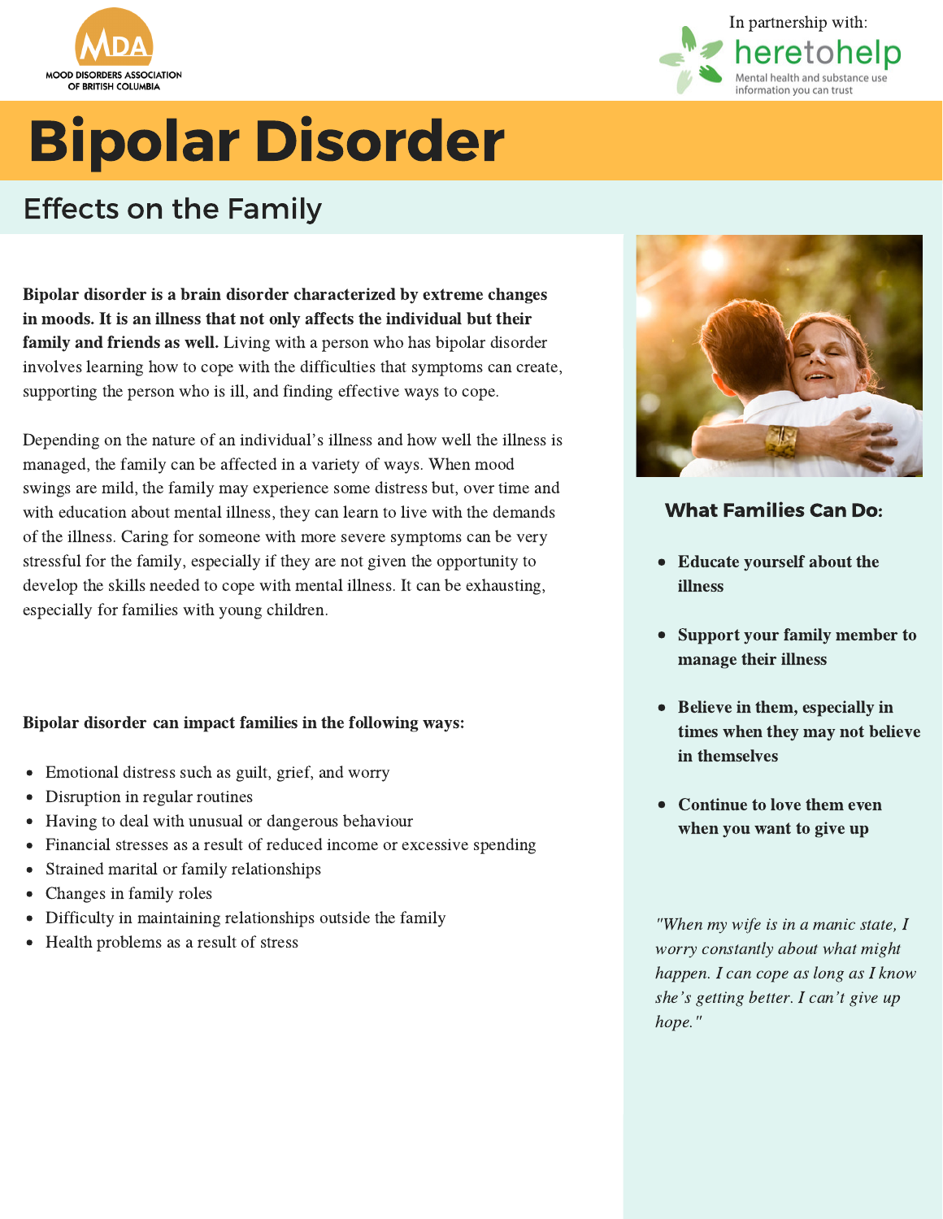MOOD DISORDERS ASSOCIATION OF BRITISH COLUMBIA

In partnership with: heretohelp — Mental health and substance use information you can trust

# Bipolar Disorder

## Effects on the Family

**Bipolar disorder is a brain disorder characterized by extreme changes in moods. It is an illness that not only affects the individual but their family and friends as well.** Living with a person who has bipolar disorder involves learning how to cope with the difficulties that symptoms can create, supporting the person who is ill, and finding effective ways to cope.

Depending on the nature of an individual's illness and how well the illness is managed, the family can be affected in a variety of ways. When mood swings are mild, the family may experience some distress but, over time and with education about mental illness, they can learn to live with the demands of the illness. Caring for someone with more severe symptoms can be very stressful for the family, especially if they are not given the opportunity to develop the skills needed to cope with mental illness. It can be exhausting, especially for families with young children.

**Bipolar disorder can impact families in the following ways:**

- Emotional distress such as guilt, grief, and worry
- Disruption in regular routines
- Having to deal with unusual or dangerous behaviour
- Financial stresses as a result of reduced income or excessive spending
- Strained marital or family relationships
- Changes in family roles
- Difficulty in maintaining relationships outside the family
- Health problems as a result of stress

### What Families Can Do:

- **Educate yourself about the illness**
- **Support your family member to manage their illness**
- **Believe in them, especially in times when they may not believe in themselves**
- **Continue to love them even when you want to give up**

*"When my wife is in a manic state, I worry constantly about what might happen. I can cope as long as I know she's getting better. I can't give up hope."*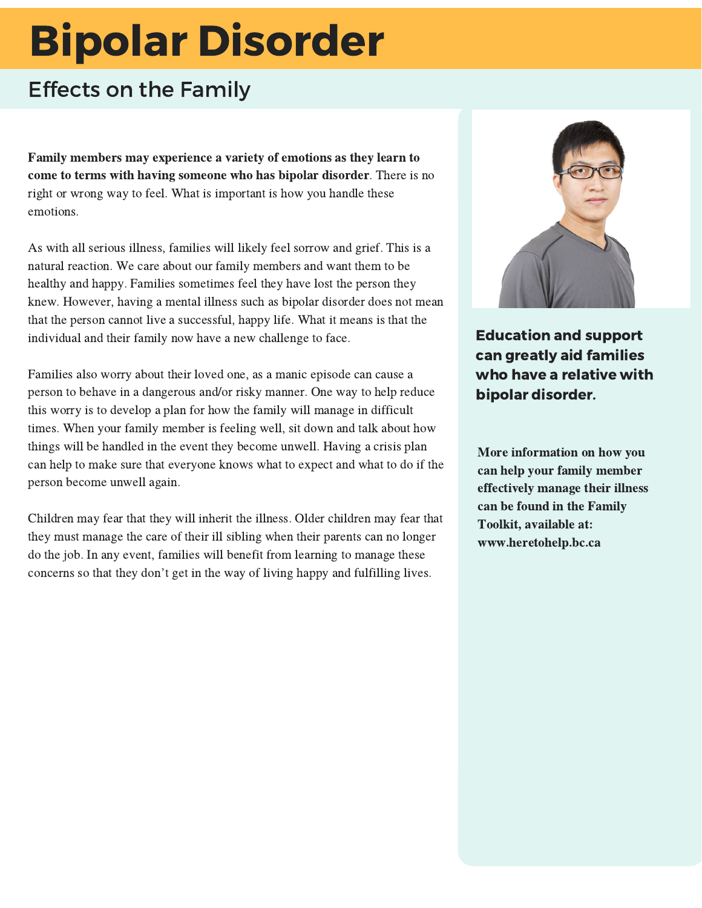# Bipolar Disorder

## Effects on the Family

**Family members may experience a variety of emotions as they learn to come to terms with having someone who has bipolar disorder**. There is no right or wrong way to feel. What is important is how you handle these emotions.

As with all serious illness, families will likely feel sorrow and grief. This is a natural reaction. We care about our family members and want them to be healthy and happy. Families sometimes feel they have lost the person they knew. However, having a mental illness such as bipolar disorder does not mean that the person cannot live a successful, happy life. What it means is that the individual and their family now have a new challenge to face.

Families also worry about their loved one, as a manic episode can cause a person to behave in a dangerous and/or risky manner. One way to help reduce this worry is to develop a plan for how the family will manage in difficult times. When your family member is feeling well, sit down and talk about how things will be handled in the event they become unwell. Having a crisis plan can help to make sure that everyone knows what to expect and what to do if the person become unwell again.

Children may fear that they will inherit the illness. Older children may fear that they must manage the care of their ill sibling when their parents can no longer do the job. In any event, families will benefit from learning to manage these concerns so that they don't get in the way of living happy and fulfilling lives.

**Education and support can greatly aid families who have a relative with bipolar disorder.**

**More information on how you can help your family member effectively manage their illness can be found in the Family Toolkit, available at: www.heretohelp.bc.ca**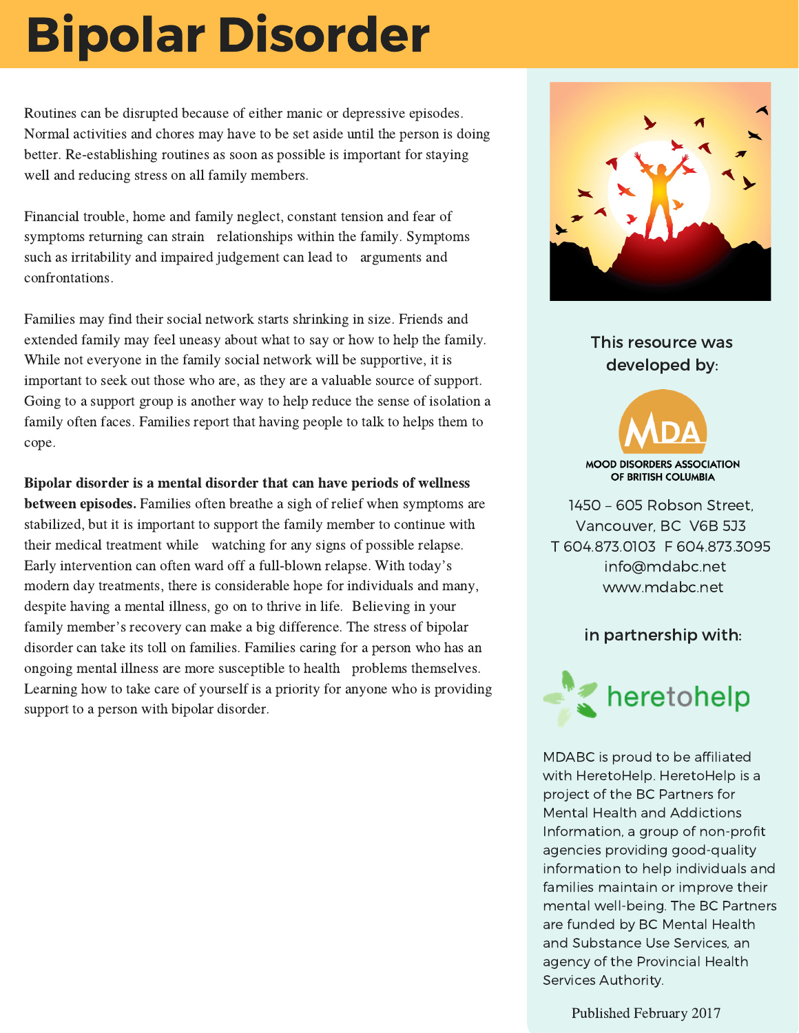# Bipolar Disorder

Routines can be disrupted because of either manic or depressive episodes. Normal activities and chores may have to be set aside until the person is doing better. Re-establishing routines as soon as possible is important for staying well and reducing stress on all family members.

Financial trouble, home and family neglect, constant tension and fear of symptoms returning can strain relationships within the family. Symptoms such as irritability and impaired judgement can lead to arguments and confrontations.

Families may find their social network starts shrinking in size. Friends and extended family may feel uneasy about what to say or how to help the family. While not everyone in the family social network will be supportive, it is important to seek out those who are, as they are a valuable source of support. Going to a support group is another way to help reduce the sense of isolation a family often faces. Families report that having people to talk to helps them to cope.

**Bipolar disorder is a mental disorder that can have periods of wellness between episodes.** Families often breathe a sigh of relief when symptoms are stabilized, but it is important to support the family member to continue with their medical treatment while watching for any signs of possible relapse. Early intervention can often ward off a full-blown relapse. With today's modern day treatments, there is considerable hope for individuals and many, despite having a mental illness, go on to thrive in life. Believing in your family member's recovery can make a big difference. The stress of bipolar disorder can take its toll on families. Families caring for a person who has an ongoing mental illness are more susceptible to health problems themselves. Learning how to take care of yourself is a priority for anyone who is providing support to a person with bipolar disorder.

This resource was developed by:

MDA
MOOD DISORDERS ASSOCIATION OF BRITISH COLUMBIA

1450 – 605 Robson Street,
Vancouver, BC V6B 5J3
T 604.873.0103 F 604.873.3095
info@mdabc.net
www.mdabc.net

in partnership with:

heretohelp

MDABC is proud to be affiliated with HeretoHelp. HeretoHelp is a project of the BC Partners for Mental Health and Addictions Information, a group of non-profit agencies providing good-quality information to help individuals and families maintain or improve their mental well-being. The BC Partners are funded by BC Mental Health and Substance Use Services, an agency of the Provincial Health Services Authority.

Published February 2017